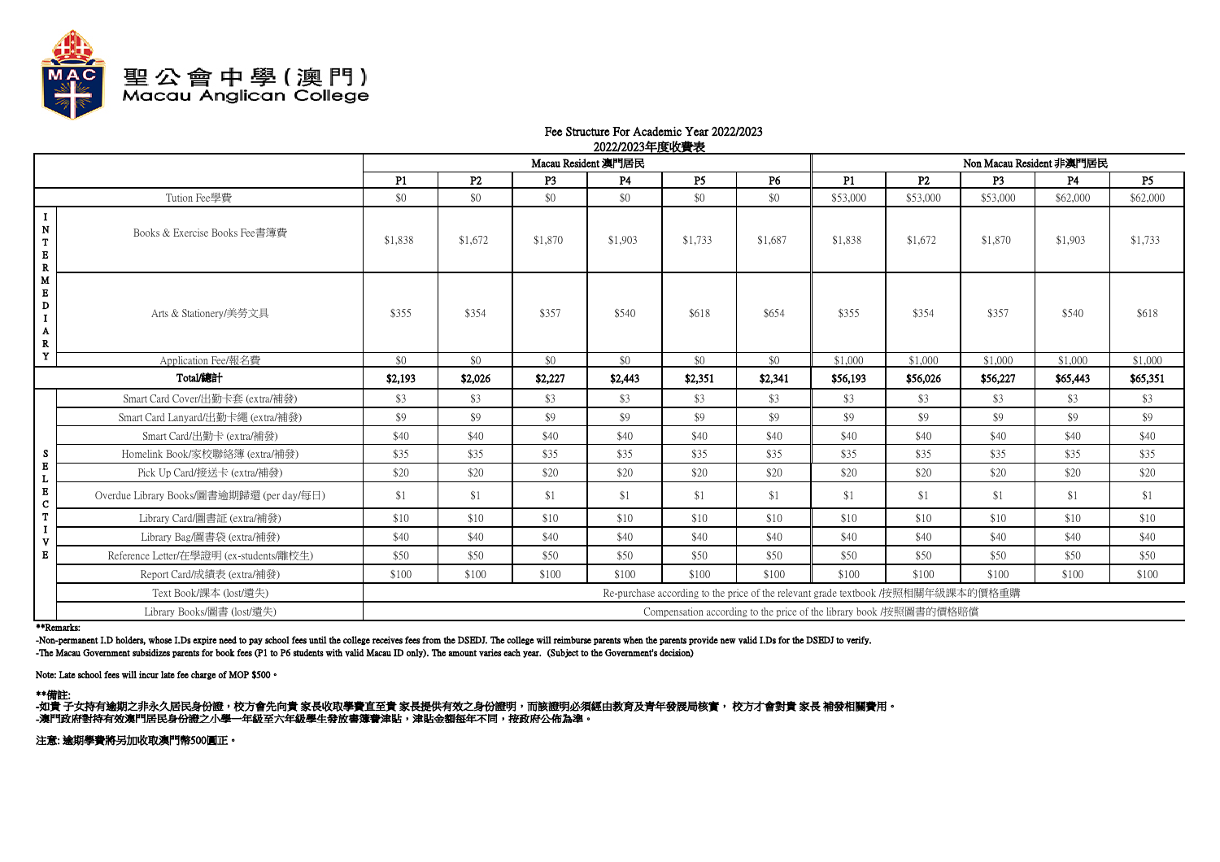# 聖公會中學(澳門)
# Macau Anglican College

**Fee Structure For Academic Year 2022/2023**

**2022/2023年度收費表**

| | | Macau Resident 澳門居民 | | | | | | Non Macau Resident 非澳門居民 | | | | |
|---|---|---|---|---|---|---|---|---|---|---|---|---|
| | | P1 | P2 | P3 | P4 | P5 | P6 | P1 | P2 | P3 | P4 | P5 |
| | Tution Fee學費 | $0 | $0 | $0 | $0 | $0 | $0 | $53,000 | $53,000 | $53,000 | $62,000 | $62,000 |
| INTERMEDIARY | Books & Exercise Books Fee書簿費 | $1,838 | $1,672 | $1,870 | $1,903 | $1,733 | $1,687 | $1,838 | $1,672 | $1,870 | $1,903 | $1,733 |
| INTERMEDIARY | Arts & Stationery/美勞文具 | $355 | $354 | $357 | $540 | $618 | $654 | $355 | $354 | $357 | $540 | $618 |
| INTERMEDIARY | Application Fee/報名費 | $0 | $0 | $0 | $0 | $0 | $0 | $1,000 | $1,000 | $1,000 | $1,000 | $1,000 |
| | **Total/總計** | **$2,193** | **$2,026** | **$2,227** | **$2,443** | **$2,351** | **$2,341** | **$56,193** | **$56,026** | **$56,227** | **$65,443** | **$65,351** |
| SELECTIVE | Smart Card Cover/出勤卡套 (extra/補發) | $3 | $3 | $3 | $3 | $3 | $3 | $3 | $3 | $3 | $3 | $3 |
| SELECTIVE | Smart Card Lanyard/出勤卡繩 (extra/補發) | $9 | $9 | $9 | $9 | $9 | $9 | $9 | $9 | $9 | $9 | $9 |
| SELECTIVE | Smart Card/出勤卡 (extra/補發) | $40 | $40 | $40 | $40 | $40 | $40 | $40 | $40 | $40 | $40 | $40 |
| SELECTIVE | Homelink Book/家校聯絡簿 (extra/補發) | $35 | $35 | $35 | $35 | $35 | $35 | $35 | $35 | $35 | $35 | $35 |
| SELECTIVE | Pick Up Card/接送卡 (extra/補發) | $20 | $20 | $20 | $20 | $20 | $20 | $20 | $20 | $20 | $20 | $20 |
| SELECTIVE | Overdue Library Books/圖書逾期歸還 (per day/每日) | $1 | $1 | $1 | $1 | $1 | $1 | $1 | $1 | $1 | $1 | $1 |
| SELECTIVE | Library Card/圖書証 (extra/補發) | $10 | $10 | $10 | $10 | $10 | $10 | $10 | $10 | $10 | $10 | $10 |
| SELECTIVE | Library Bag/圖書袋 (extra/補發) | $40 | $40 | $40 | $40 | $40 | $40 | $40 | $40 | $40 | $40 | $40 |
| SELECTIVE | Reference Letter/在學證明 (ex-students/離校生) | $50 | $50 | $50 | $50 | $50 | $50 | $50 | $50 | $50 | $50 | $50 |
| SELECTIVE | Report Card/成績表 (extra/補發) | $100 | $100 | $100 | $100 | $100 | $100 | $100 | $100 | $100 | $100 | $100 |
| SELECTIVE | Text Book/課本 (lost/遺失) | Re-purchase according to the price of the relevant grade textbook /按照相關年級課本的價格重購 | | | | | | | | | | |
| SELECTIVE | Library Books/圖書 (lost/遺失) | Compensation according to the price of the library book /按照圖書的價格賠償 | | | | | | | | | | |

**\*\*Remarks:**

-Non-permanent I.D holders, whose I.Ds expire need to pay school fees until the college receives fees from the DSEDJ. The college will reimburse parents when the parents provide new valid I.Ds for the DSEDJ to verify.

-The Macau Government subsidizes parents for book fees (P1 to P6 students with valid Macau ID only). The amount varies each year. (Subject to the Government's decision)

Note: Late school fees will incur late fee charge of MOP $500。

**\*\*備註:**

**-如貴 子女持有逾期之非永久居民身份證，校方會先向貴 家長收取學費直至貴 家長提供有效之身份證明，而該證明必須經由教育及青年發展局核實， 校方才會對貴 家長 補發相關費用。**

**-澳門政府對持有效澳門居民身份證之小學一年級至六年級學生發放書簿津貼，津貼金額每年不同，按政府公佈為準。**

**注意: 逾期學費將另加收取澳門幣500圓正。**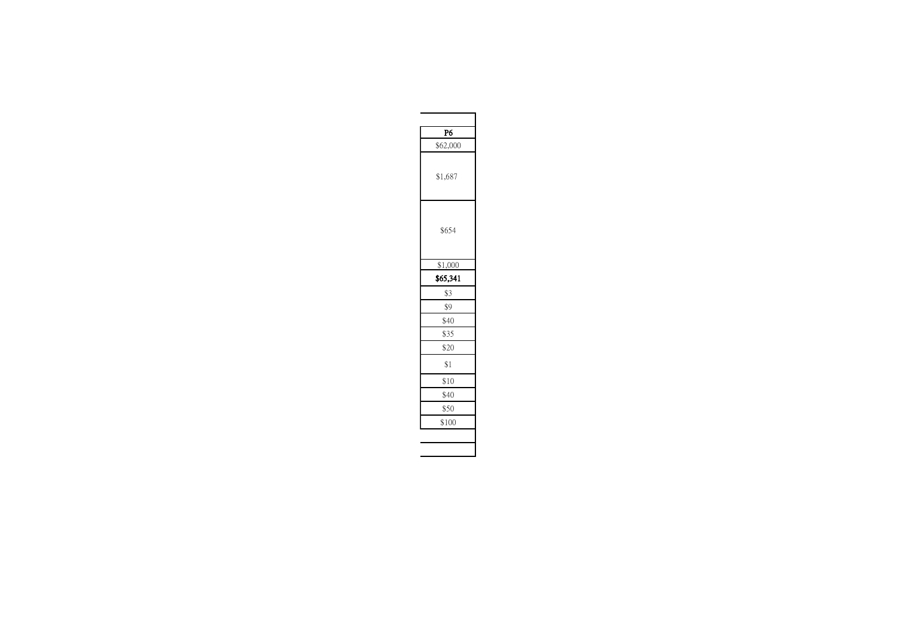| P6 |
| --- |
| $62,000 |
| $1,687 |
| $654 |
| $1,000 |
| **$65,341** |
| $3 |
| $9 |
| $40 |
| $35 |
| $20 |
| $1 |
| $10 |
| $40 |
| $50 |
| $100 |
| |
| |